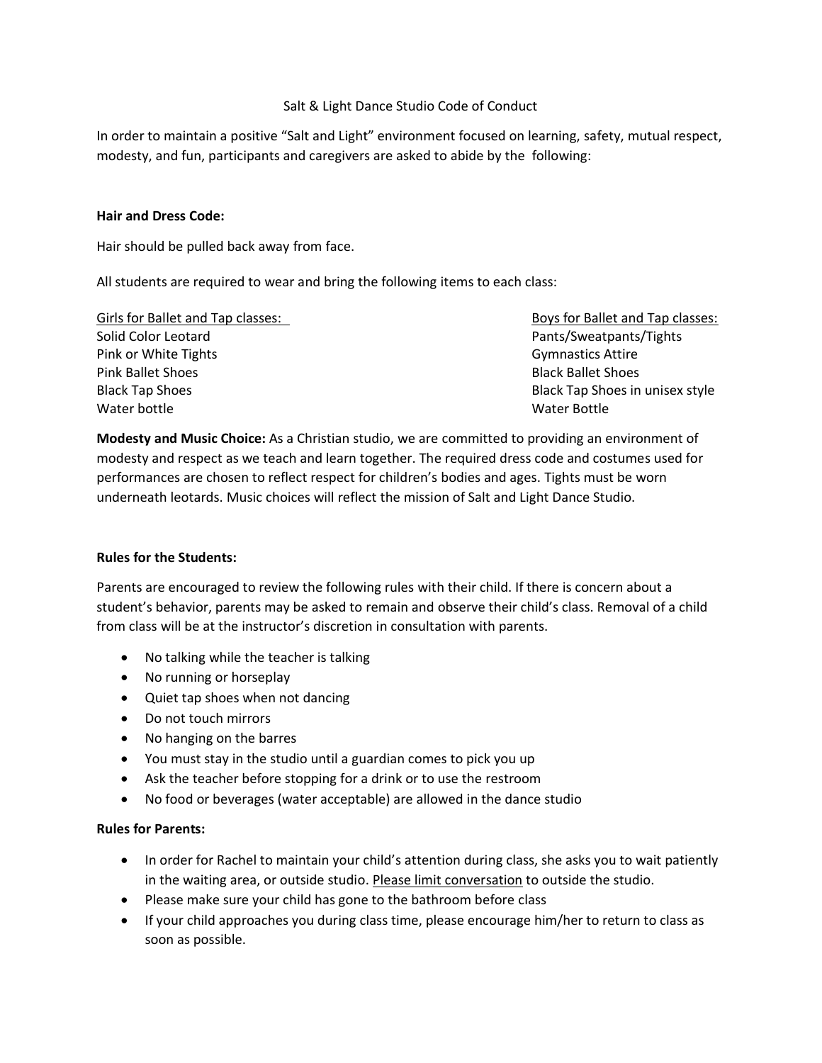# Salt & Light Dance Studio Code of Conduct

In order to maintain a positive "Salt and Light" environment focused on learning, safety, mutual respect, modesty, and fun, participants and caregivers are asked to abide by the following:

**Hair and Dress Code:**

Hair should be pulled back away from face.

All students are required to wear and bring the following items to each class:

| Girls for Ballet and Tap classes: | Boys for Ballet and Tap classes: |
| --- | --- |
| Solid Color Leotard | Pants/Sweatpants/Tights |
| Pink or White Tights | Gymnastics Attire |
| Pink Ballet Shoes | Black Ballet Shoes |
| Black Tap Shoes | Black Tap Shoes in unisex style |
| Water bottle | Water Bottle |

**Modesty and Music Choice:** As a Christian studio, we are committed to providing an environment of modesty and respect as we teach and learn together. The required dress code and costumes used for performances are chosen to reflect respect for children's bodies and ages. Tights must be worn underneath leotards. Music choices will reflect the mission of Salt and Light Dance Studio.

**Rules for the Students:**

Parents are encouraged to review the following rules with their child. If there is concern about a student's behavior, parents may be asked to remain and observe their child's class. Removal of a child from class will be at the instructor's discretion in consultation with parents.

- No talking while the teacher is talking
- No running or horseplay
- Quiet tap shoes when not dancing
- Do not touch mirrors
- No hanging on the barres
- You must stay in the studio until a guardian comes to pick you up
- Ask the teacher before stopping for a drink or to use the restroom
- No food or beverages (water acceptable) are allowed in the dance studio

**Rules for Parents:**

- In order for Rachel to maintain your child's attention during class, she asks you to wait patiently in the waiting area, or outside studio. Please limit conversation to outside the studio.
- Please make sure your child has gone to the bathroom before class
- If your child approaches you during class time, please encourage him/her to return to class as soon as possible.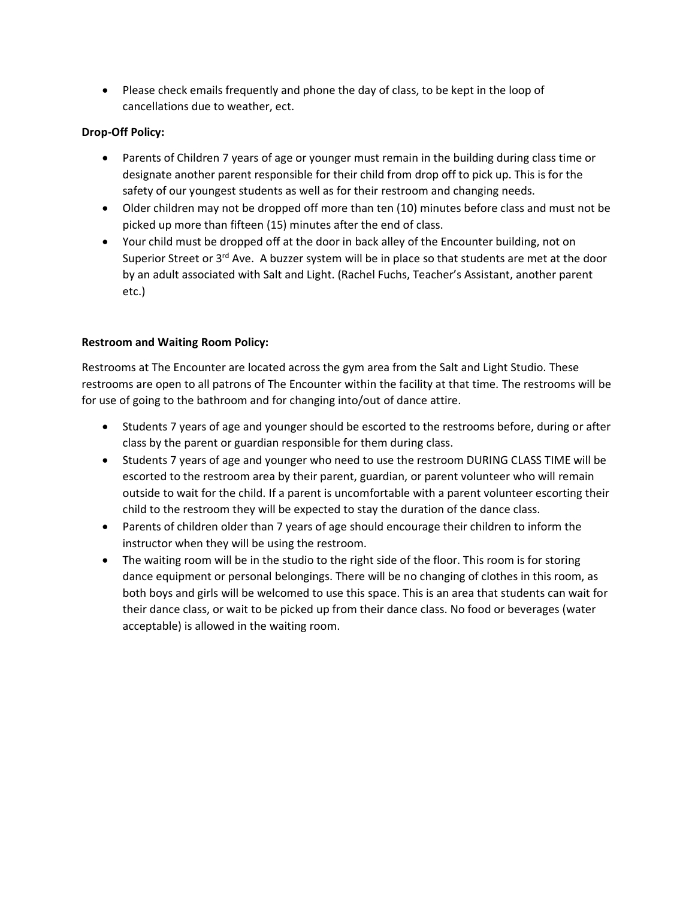- Please check emails frequently and phone the day of class, to be kept in the loop of cancellations due to weather, ect.

**Drop-Off Policy:**

- Parents of Children 7 years of age or younger must remain in the building during class time or designate another parent responsible for their child from drop off to pick up. This is for the safety of our youngest students as well as for their restroom and changing needs.
- Older children may not be dropped off more than ten (10) minutes before class and must not be picked up more than fifteen (15) minutes after the end of class.
- Your child must be dropped off at the door in back alley of the Encounter building, not on Superior Street or 3rd Ave. A buzzer system will be in place so that students are met at the door by an adult associated with Salt and Light. (Rachel Fuchs, Teacher's Assistant, another parent etc.)

**Restroom and Waiting Room Policy:**

Restrooms at The Encounter are located across the gym area from the Salt and Light Studio. These restrooms are open to all patrons of The Encounter within the facility at that time. The restrooms will be for use of going to the bathroom and for changing into/out of dance attire.

- Students 7 years of age and younger should be escorted to the restrooms before, during or after class by the parent or guardian responsible for them during class.
- Students 7 years of age and younger who need to use the restroom DURING CLASS TIME will be escorted to the restroom area by their parent, guardian, or parent volunteer who will remain outside to wait for the child. If a parent is uncomfortable with a parent volunteer escorting their child to the restroom they will be expected to stay the duration of the dance class.
- Parents of children older than 7 years of age should encourage their children to inform the instructor when they will be using the restroom.
- The waiting room will be in the studio to the right side of the floor. This room is for storing dance equipment or personal belongings. There will be no changing of clothes in this room, as both boys and girls will be welcomed to use this space. This is an area that students can wait for their dance class, or wait to be picked up from their dance class. No food or beverages (water acceptable) is allowed in the waiting room.